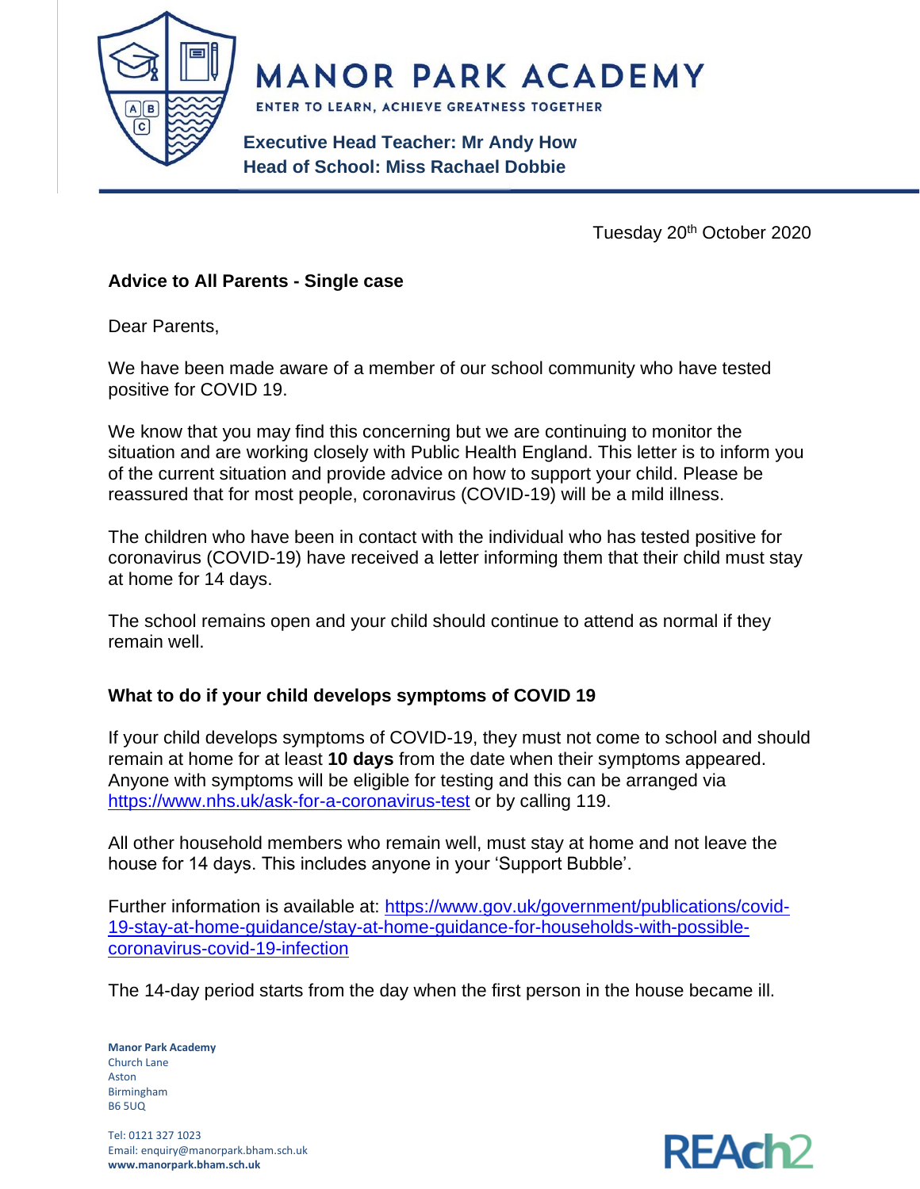# MANOR PARK ACADEMY

ENTER TO LEARN, ACHIEVE GREATNESS TOGETHER

**Executive Head Teacher: Mr Andy How**
**Head of School: Miss Rachael Dobbie**

Tuesday 20th October 2020

**Advice to All Parents - Single case**

Dear Parents,

We have been made aware of a member of our school community who have tested positive for COVID 19.

We know that you may find this concerning but we are continuing to monitor the situation and are working closely with Public Health England. This letter is to inform you of the current situation and provide advice on how to support your child. Please be reassured that for most people, coronavirus (COVID-19) will be a mild illness.

The children who have been in contact with the individual who has tested positive for coronavirus (COVID-19) have received a letter informing them that their child must stay at home for 14 days.

The school remains open and your child should continue to attend as normal if they remain well.

**What to do if your child develops symptoms of COVID 19**

If your child develops symptoms of COVID-19, they must not come to school and should remain at home for at least **10 days** from the date when their symptoms appeared. Anyone with symptoms will be eligible for testing and this can be arranged via https://www.nhs.uk/ask-for-a-coronavirus-test or by calling 119.

All other household members who remain well, must stay at home and not leave the house for 14 days. This includes anyone in your 'Support Bubble'.

Further information is available at: https://www.gov.uk/government/publications/covid-19-stay-at-home-guidance/stay-at-home-guidance-for-households-with-possible-coronavirus-covid-19-infection

The 14-day period starts from the day when the first person in the house became ill.

**Manor Park Academy**
Church Lane
Aston
Birmingham
B6 5UQ

Tel: 0121 327 1023
Email: enquiry@manorpark.bham.sch.uk
**www.manorpark.bham.sch.uk**

REAch2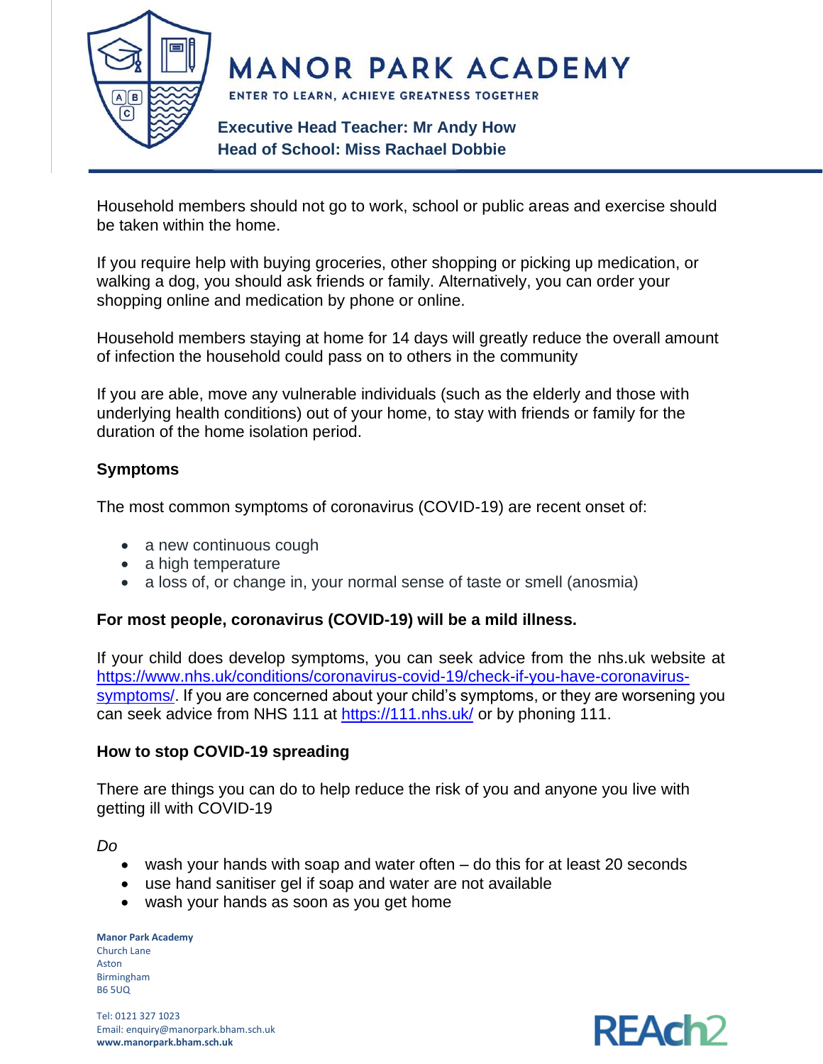Household members should not go to work, school or public areas and exercise should be taken within the home.

If you require help with buying groceries, other shopping or picking up medication, or walking a dog, you should ask friends or family. Alternatively, you can order your shopping online and medication by phone or online.

Household members staying at home for 14 days will greatly reduce the overall amount of infection the household could pass on to others in the community

If you are able, move any vulnerable individuals (such as the elderly and those with underlying health conditions) out of your home, to stay with friends or family for the duration of the home isolation period.

**Symptoms**

The most common symptoms of coronavirus (COVID-19) are recent onset of:

- a new continuous cough
- a high temperature
- a loss of, or change in, your normal sense of taste or smell (anosmia)

**For most people, coronavirus (COVID-19) will be a mild illness.**

If your child does develop symptoms, you can seek advice from the nhs.uk website at https://www.nhs.uk/conditions/coronavirus-covid-19/check-if-you-have-coronavirus-symptoms/. If you are concerned about your child's symptoms, or they are worsening you can seek advice from NHS 111 at https://111.nhs.uk/ or by phoning 111.

**How to stop COVID-19 spreading**

There are things you can do to help reduce the risk of you and anyone you live with getting ill with COVID-19

*Do*

- wash your hands with soap and water often – do this for at least 20 seconds
- use hand sanitiser gel if soap and water are not available
- wash your hands as soon as you get home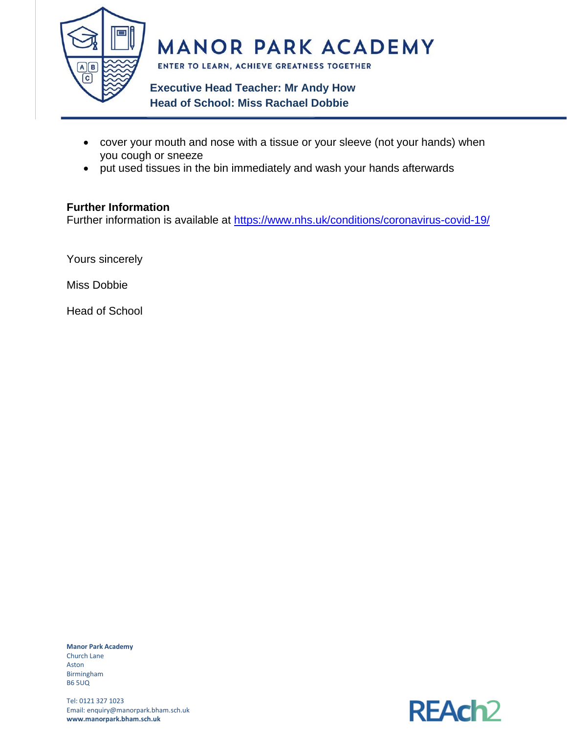- cover your mouth and nose with a tissue or your sleeve (not your hands) when you cough or sneeze
- put used tissues in the bin immediately and wash your hands afterwards

**Further Information**

Further information is available at https://www.nhs.uk/conditions/coronavirus-covid-19/

Yours sincerely

Miss Dobbie

Head of School